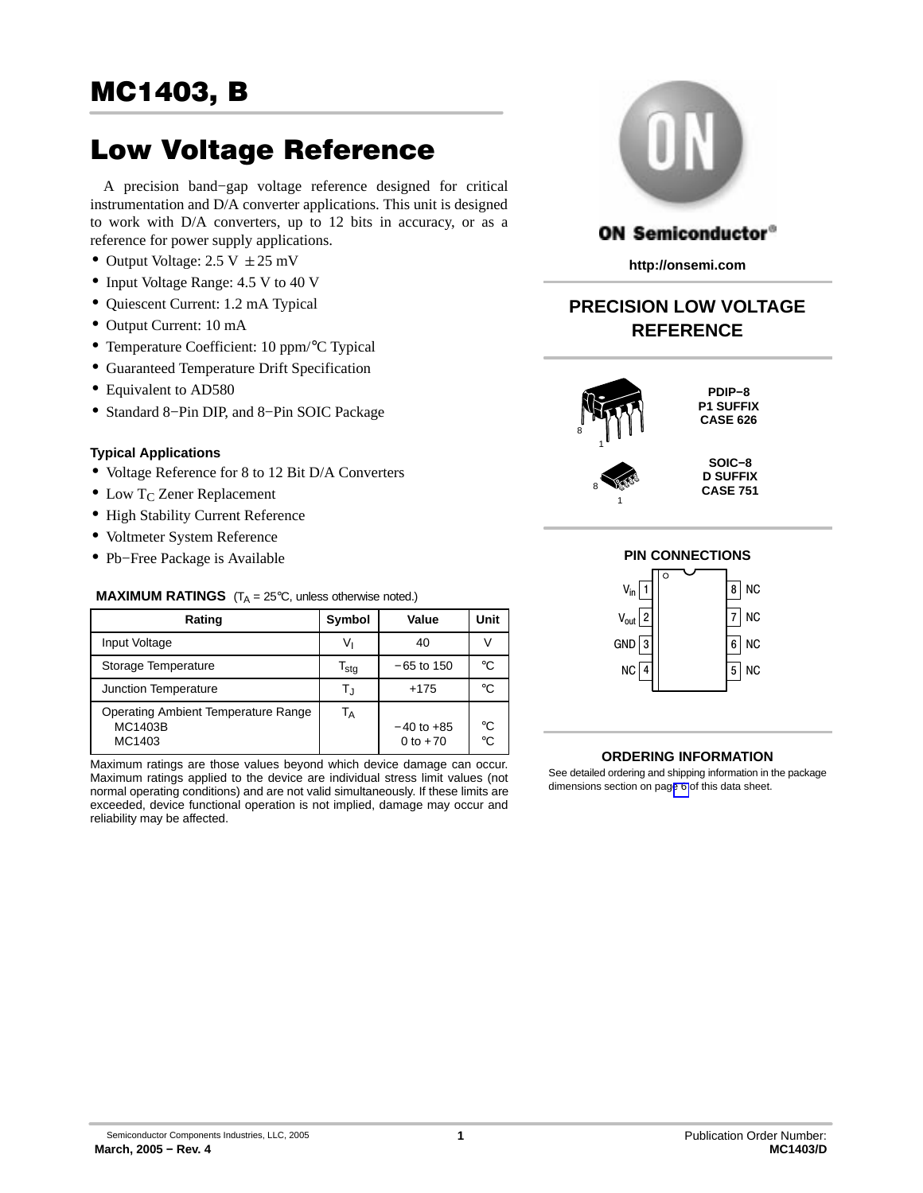# MC1403, B

# Low Voltage Reference

A precision band−gap voltage reference designed for critical instrumentation and D/A converter applications. This unit is designed to work with D/A converters, up to 12 bits in accuracy, or as a reference for power supply applications.

- Output Voltage: 2.5 V ± 25 mV
- Input Voltage Range: 4.5 V to 40 V
- Quiescent Current: 1.2 mA Typical
- Output Current: 10 mA
- Temperature Coefficient: 10 ppm/°C Typical
- Guaranteed Temperature Drift Specification
- Equivalent to AD580
- Standard 8−Pin DIP, and 8−Pin SOIC Package

**Typical Applications**

- Voltage Reference for 8 to 12 Bit D/A Converters
- Low $T_C$ Zener Replacement
- High Stability Current Reference
- Voltmeter System Reference
- Pb−Free Package is Available

**MAXIMUM RATINGS** ($T_A$ = 25°C, unless otherwise noted.)

| Rating | Symbol | Value | Unit |
|---|---|---|---|
| Input Voltage | $V_I$ | 40 | V |
| Storage Temperature | $T_{stg}$ | −65 to 150 | °C |
| Junction Temperature | $T_J$ | +175 | °C |
| Operating Ambient Temperature Range | $T_A$ | | |
| MC1403B | | −40 to +85 | °C |
| MC1403 | | 0 to +70 | °C |

Maximum ratings are those values beyond which device damage can occur. Maximum ratings applied to the device are individual stress limit values (not normal operating conditions) and are not valid simultaneously. If these limits are exceeded, device functional operation is not implied, damage may occur and reliability may be affected.

ON Semiconductor®

http://onsemi.com

**PRECISION LOW VOLTAGE REFERENCE**

**PDIP−8**
**P1 SUFFIX**
**CASE 626**

**SOIC−8**
**D SUFFIX**
**CASE 751**

**PIN CONNECTIONS**

| Pin | Function | Pin | Function |
|---|---|---|---|
| 1 | $V_{in}$ | 8 | NC |
| 2 | $V_{out}$ | 7 | NC |
| 3 | GND | 6 | NC |
| 4 | NC | 5 | NC |

**ORDERING INFORMATION**

See detailed ordering and shipping information in the package dimensions section on page 6 of this data sheet.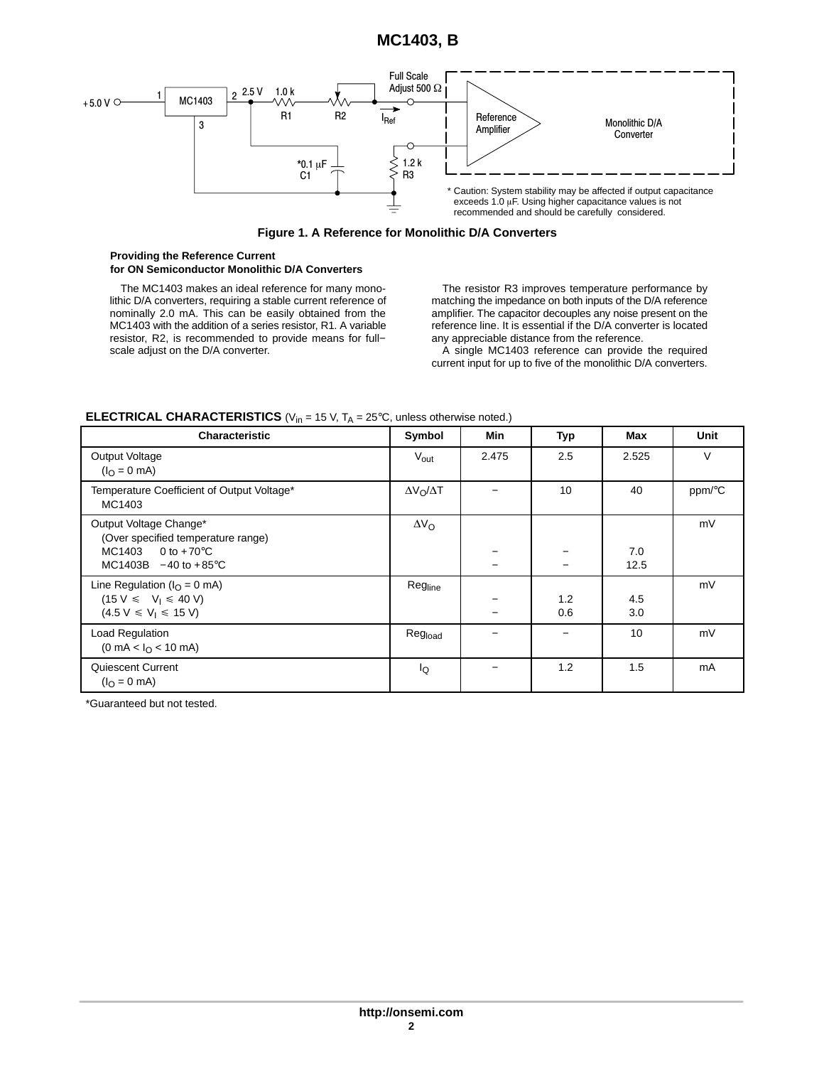\* Caution: System stability may be affected if output capacitance exceeds 1.0 μF. Using higher capacitance values is not recommended and should be carefully considered.

**Figure 1. A Reference for Monolithic D/A Converters**

**Providing the Reference Current for ON Semiconductor Monolithic D/A Converters**

The MC1403 makes an ideal reference for many monolithic D/A converters, requiring a stable current reference of nominally 2.0 mA. This can be easily obtained from the MC1403 with the addition of a series resistor, R1. A variable resistor, R2, is recommended to provide means for full-scale adjust on the D/A converter.

The resistor R3 improves temperature performance by matching the impedance on both inputs of the D/A reference amplifier. The capacitor decouples any noise present on the reference line. It is essential if the D/A converter is located any appreciable distance from the reference.

A single MC1403 reference can provide the required current input for up to five of the monolithic D/A converters.

**ELECTRICAL CHARACTERISTICS** ($V_{in}$ = 15 V, $T_A$ = 25°C, unless otherwise noted.)

| Characteristic | Symbol | Min | Typ | Max | Unit |
|---|---|---|---|---|---|
| Output Voltage ($I_O$ = 0 mA) | $V_{out}$ | 2.475 | 2.5 | 2.525 | V |
| Temperature Coefficient of Output Voltage* MC1403 | $\Delta V_O/\Delta T$ | − | 10 | 40 | ppm/°C |
| Output Voltage Change* (Over specified temperature range) | $\Delta V_O$ | | | | mV |
| MC1403 0 to +70°C | | − | − | 7.0 | |
| MC1403B −40 to +85°C | | − | − | 12.5 | |
| Line Regulation ($I_O$ = 0 mA) | $Reg_{line}$ | | | | mV |
| (15 V ≤ $V_I$ ≤ 40 V) | | − | 1.2 | 4.5 | |
| (4.5 V ≤ $V_I$ ≤ 15 V) | | − | 0.6 | 3.0 | |
| Load Regulation (0 mA < $I_O$ < 10 mA) | $Reg_{load}$ | − | − | 10 | mV |
| Quiescent Current ($I_O$ = 0 mA) | $I_Q$ | − | 1.2 | 1.5 | mA |

\*Guaranteed but not tested.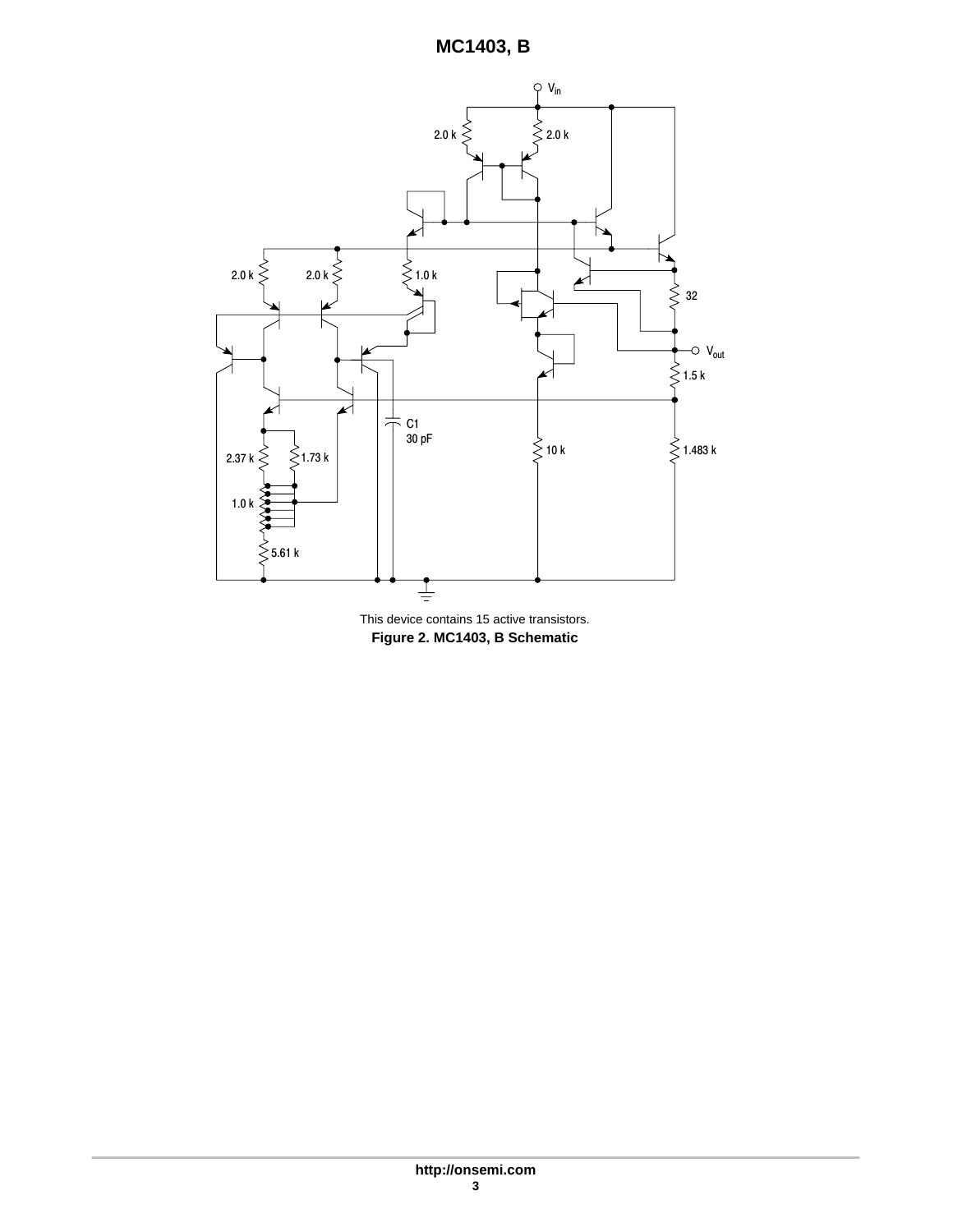This device contains 15 active transistors.

**Figure 2. MC1403, B Schematic**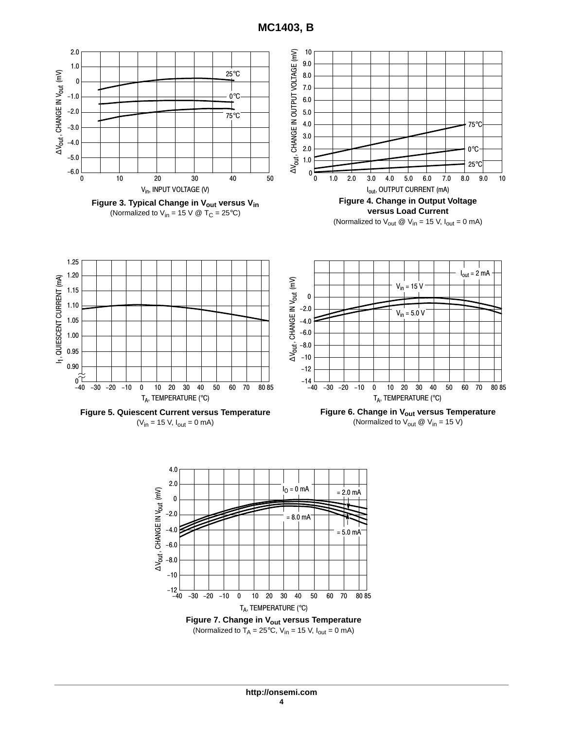Figure 3. Typical Change in $V_{out}$ versus $V_{in}$
(Normalized to $V_{in}$ = 15 V @ $T_C$ = 25°C)

Figure 4. Change in Output Voltage versus Load Current
(Normalized to $V_{out}$ @ $V_{in}$ = 15 V, $I_{out}$ = 0 mA)

Figure 5. Quiescent Current versus Temperature
($V_{in}$ = 15 V, $I_{out}$ = 0 mA)

Figure 6. Change in $V_{out}$ versus Temperature
(Normalized to $V_{out}$ @ $V_{in}$ = 15 V)

Figure 7. Change in $V_{out}$ versus Temperature
(Normalized to $T_A$ = 25°C, $V_{in}$ = 15 V, $I_{out}$ = 0 mA)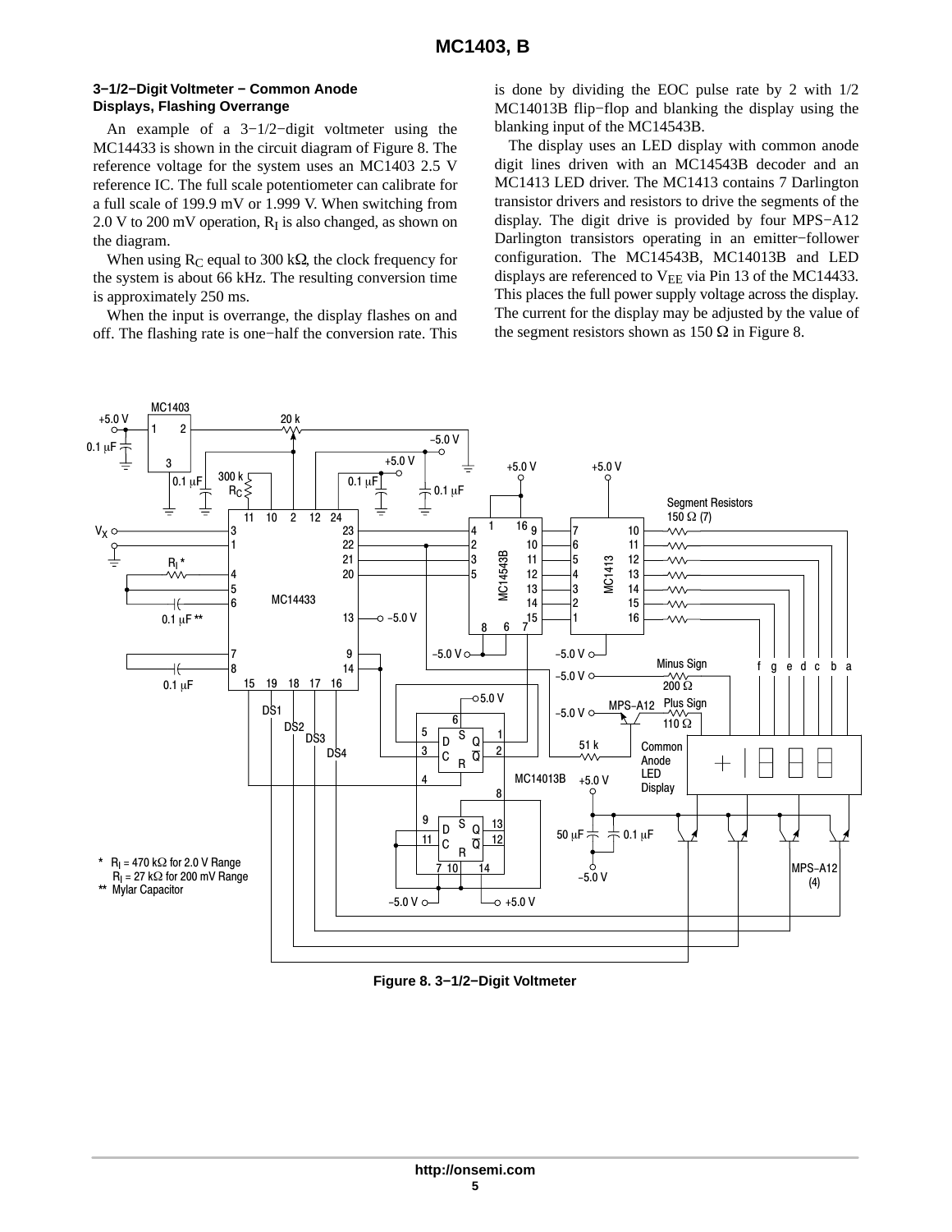### 3−1/2−Digit Voltmeter − Common Anode Displays, Flashing Overrange

An example of a 3−1/2−digit voltmeter using the MC14433 is shown in the circuit diagram of Figure 8. The reference voltage for the system uses an MC1403 2.5 V reference IC. The full scale potentiometer can calibrate for a full scale of 199.9 mV or 1.999 V. When switching from 2.0 V to 200 mV operation, $R_I$ is also changed, as shown on the diagram.

When using $R_C$ equal to 300 kΩ, the clock frequency for the system is about 66 kHz. The resulting conversion time is approximately 250 ms.

When the input is overrange, the display flashes on and off. The flashing rate is one−half the conversion rate. This is done by dividing the EOC pulse rate by 2 with 1/2 MC14013B flip−flop and blanking the display using the blanking input of the MC14543B.

The display uses an LED display with common anode digit lines driven with an MC14543B decoder and an MC1413 LED driver. The MC1413 contains 7 Darlington transistor drivers and resistors to drive the segments of the display. The digit drive is provided by four MPS−A12 Darlington transistors operating in an emitter−follower configuration. The MC14543B, MC14013B and LED displays are referenced to $V_{EE}$ via Pin 13 of the MC14433. This places the full power supply voltage across the display. The current for the display may be adjusted by the value of the segment resistors shown as 150 Ω in Figure 8.

\* $R_I$ = 470 kΩ for 2.0 V Range
$R_I$ = 27 kΩ for 200 mV Range
\*\* Mylar Capacitor

Figure 8. 3−1/2−Digit Voltmeter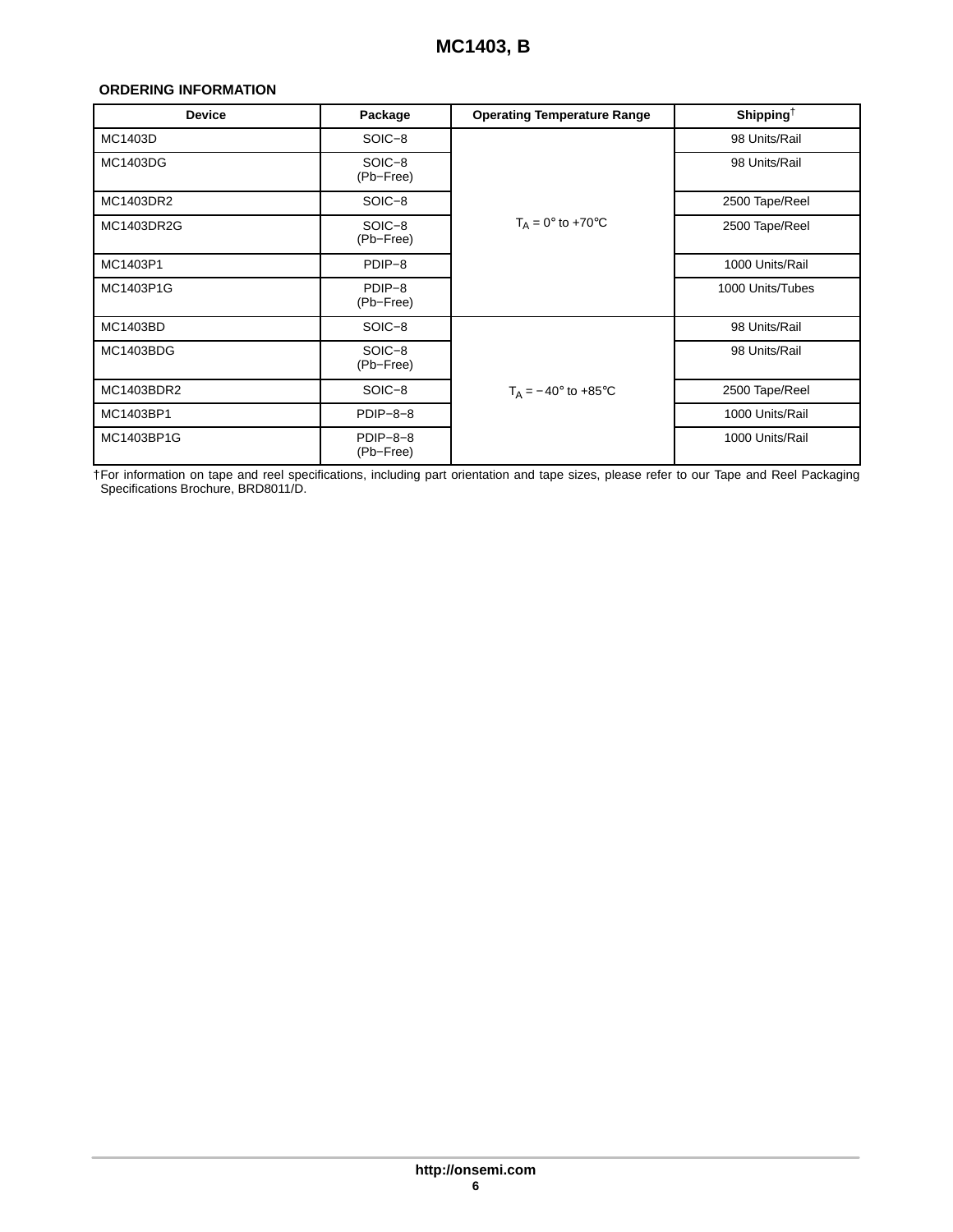## ORDERING INFORMATION

| Device | Package | Operating Temperature Range | Shipping† |
|---|---|---|---|
| MC1403D | SOIC−8 | $T_A$ = 0° to +70°C | 98 Units/Rail |
| MC1403DG | SOIC−8 (Pb−Free) | | 98 Units/Rail |
| MC1403DR2 | SOIC−8 | | 2500 Tape/Reel |
| MC1403DR2G | SOIC−8 (Pb−Free) | | 2500 Tape/Reel |
| MC1403P1 | PDIP−8 | | 1000 Units/Rail |
| MC1403P1G | PDIP−8 (Pb−Free) | | 1000 Units/Tubes |
| MC1403BD | SOIC−8 | $T_A$ = −40° to +85°C | 98 Units/Rail |
| MC1403BDG | SOIC−8 (Pb−Free) | | 98 Units/Rail |
| MC1403BDR2 | SOIC−8 | | 2500 Tape/Reel |
| MC1403BP1 | PDIP−8−8 | | 1000 Units/Rail |
| MC1403BP1G | PDIP−8−8 (Pb−Free) | | 1000 Units/Rail |

†For information on tape and reel specifications, including part orientation and tape sizes, please refer to our Tape and Reel Packaging Specifications Brochure, BRD8011/D.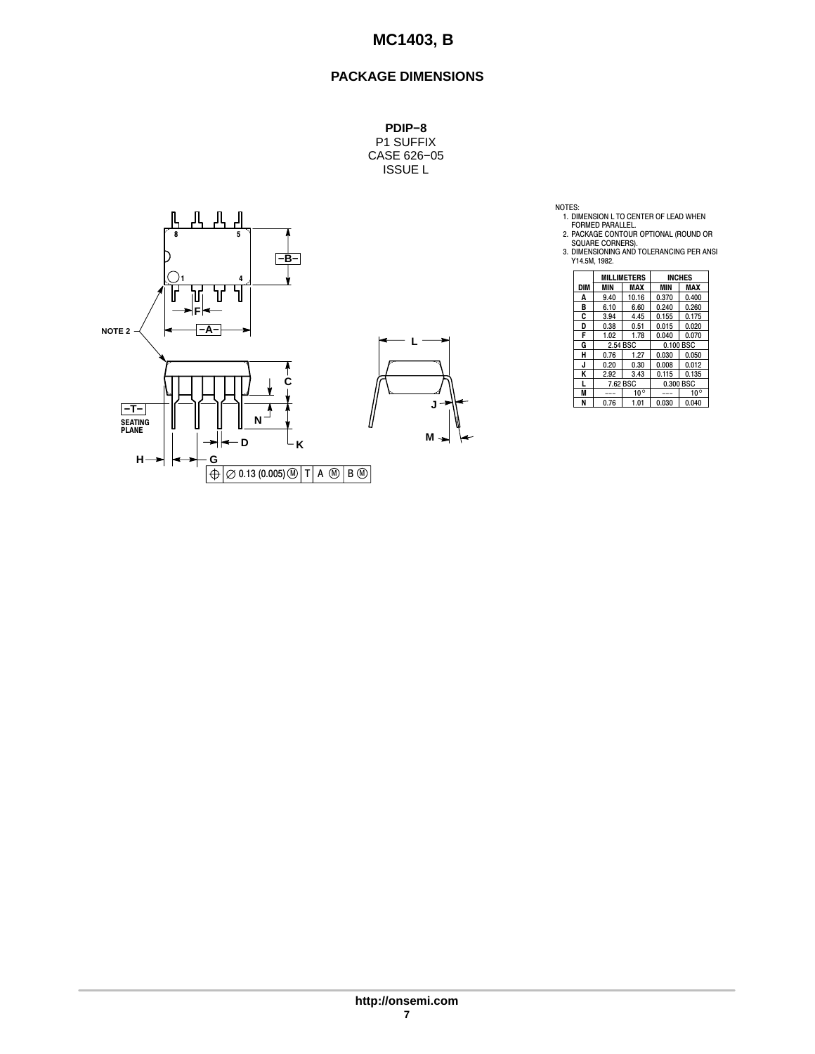## PACKAGE DIMENSIONS

**PDIP−8**
P1 SUFFIX
CASE 626−05
ISSUE L

NOTES:
1. DIMENSION L TO CENTER OF LEAD WHEN FORMED PARALLEL.
2. PACKAGE CONTOUR OPTIONAL (ROUND OR SQUARE CORNERS).
3. DIMENSIONING AND TOLERANCING PER ANSI Y14.5M, 1982.

| DIM | MILLIMETERS MIN | MILLIMETERS MAX | INCHES MIN | INCHES MAX |
|---|---|---|---|---|
| A | 9.40 | 10.16 | 0.370 | 0.400 |
| B | 6.10 | 6.60 | 0.240 | 0.260 |
| C | 3.94 | 4.45 | 0.155 | 0.175 |
| D | 0.38 | 0.51 | 0.015 | 0.020 |
| F | 1.02 | 1.78 | 0.040 | 0.070 |
| G | 2.54 BSC | | 0.100 BSC | |
| H | 0.76 | 1.27 | 0.030 | 0.050 |
| J | 0.20 | 0.30 | 0.008 | 0.012 |
| K | 2.92 | 3.43 | 0.115 | 0.135 |
| L | 7.62 BSC | | 0.300 BSC | |
| M | −−− | 10° | −−− | 10° |
| N | 0.76 | 1.01 | 0.030 | 0.040 |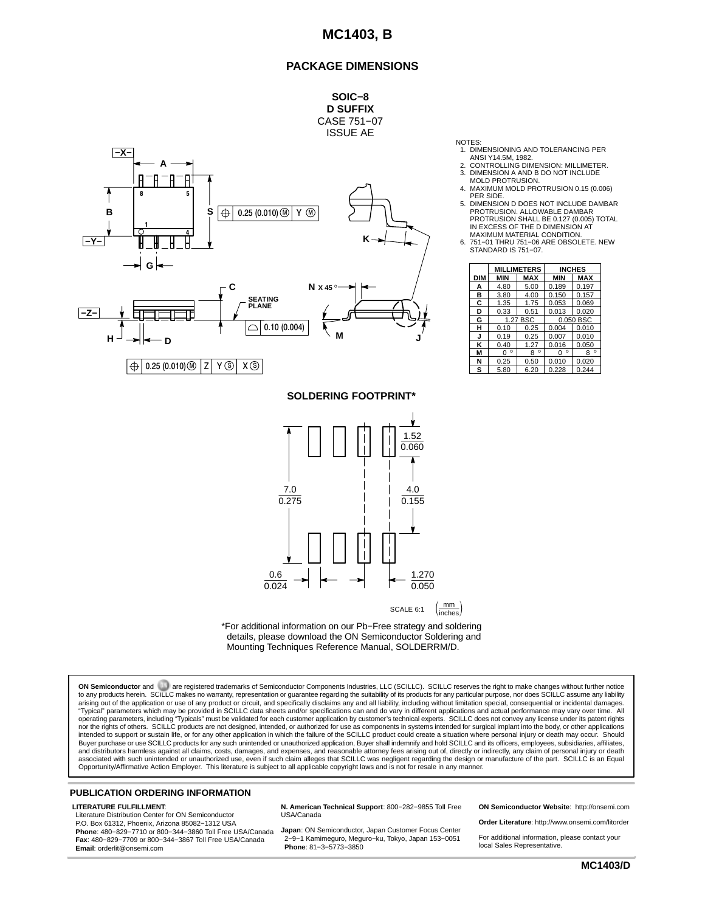## PACKAGE DIMENSIONS

**SOIC−8**
**D SUFFIX**
CASE 751−07
ISSUE AE

NOTES:
1. DIMENSIONING AND TOLERANCING PER ANSI Y14.5M, 1982.
2. CONTROLLING DIMENSION: MILLIMETER.
3. DIMENSION A AND B DO NOT INCLUDE MOLD PROTRUSION.
4. MAXIMUM MOLD PROTRUSION 0.15 (0.006) PER SIDE.
5. DIMENSION D DOES NOT INCLUDE DAMBAR PROTRUSION. ALLOWABLE DAMBAR PROTRUSION SHALL BE 0.127 (0.005) TOTAL IN EXCESS OF THE D DIMENSION AT MAXIMUM MATERIAL CONDITION.
6. 751−01 THRU 751−06 ARE OBSOLETE. NEW STANDARD IS 751−07.

| DIM | MILLIMETERS MIN | MILLIMETERS MAX | INCHES MIN | INCHES MAX |
|---|---|---|---|---|
| A | 4.80 | 5.00 | 0.189 | 0.197 |
| B | 3.80 | 4.00 | 0.150 | 0.157 |
| C | 1.35 | 1.75 | 0.053 | 0.069 |
| D | 0.33 | 0.51 | 0.013 | 0.020 |
| G | 1.27 BSC | | 0.050 BSC | |
| H | 0.10 | 0.25 | 0.004 | 0.010 |
| J | 0.19 | 0.25 | 0.007 | 0.010 |
| K | 0.40 | 1.27 | 0.016 | 0.050 |
| M | 0 ° | 8 ° | 0 ° | 8 ° |
| N | 0.25 | 0.50 | 0.010 | 0.020 |
| S | 5.80 | 6.20 | 0.228 | 0.244 |

### SOLDERING FOOTPRINT*

*For additional information on our Pb−Free strategy and soldering details, please download the ON Semiconductor Soldering and Mounting Techniques Reference Manual, SOLDERRM/D.

**ON Semiconductor** and are registered trademarks of Semiconductor Components Industries, LLC (SCILLC). SCILLC reserves the right to make changes without further notice to any products herein. SCILLC makes no warranty, representation or guarantee regarding the suitability of its products for any particular purpose, nor does SCILLC assume any liability arising out of the application or use of any product or circuit, and specifically disclaims any and all liability, including without limitation special, consequential or incidental damages. "Typical" parameters which may be provided in SCILLC data sheets and/or specifications can and do vary in different applications and actual performance may vary over time. All operating parameters, including "Typicals" must be validated for each customer application by customer's technical experts. SCILLC does not convey any license under its patent rights nor the rights of others. SCILLC products are not designed, intended, or authorized for use as components in systems intended for surgical implant into the body, or other applications intended to support or sustain life, or for any other application in which the failure of the SCILLC product could create a situation where personal injury or death may occur. Should Buyer purchase or use SCILLC products for any such unintended or unauthorized application, Buyer shall indemnify and hold SCILLC and its officers, employees, subsidiaries, affiliates, and distributors harmless against all claims, costs, damages, and expenses, and reasonable attorney fees arising out of, directly or indirectly, any claim of personal injury or death associated with such unintended or unauthorized use, even if such claim alleges that SCILLC was negligent regarding the design or manufacture of the part. SCILLC is an Equal Opportunity/Affirmative Action Employer. This literature is subject to all applicable copyright laws and is not for resale in any manner.

### PUBLICATION ORDERING INFORMATION

**LITERATURE FULFILLMENT**:
Literature Distribution Center for ON Semiconductor
P.O. Box 61312, Phoenix, Arizona 85082−1312 USA
**Phone**: 480−829−7710 or 800−344−3860 Toll Free USA/Canada
**Fax**: 480−829−7709 or 800−344−3867 Toll Free USA/Canada
**Email**: orderlit@onsemi.com

**N. American Technical Support**: 800−282−9855 Toll Free USA/Canada

**Japan**: ON Semiconductor, Japan Customer Focus Center
2−9−1 Kamimeguro, Meguro−ku, Tokyo, Japan 153−0051
**Phone**: 81−3−5773−3850

**ON Semiconductor Website**: http://onsemi.com

**Order Literature**: http://www.onsemi.com/litorder

For additional information, please contact your local Sales Representative.

**MC1403/D**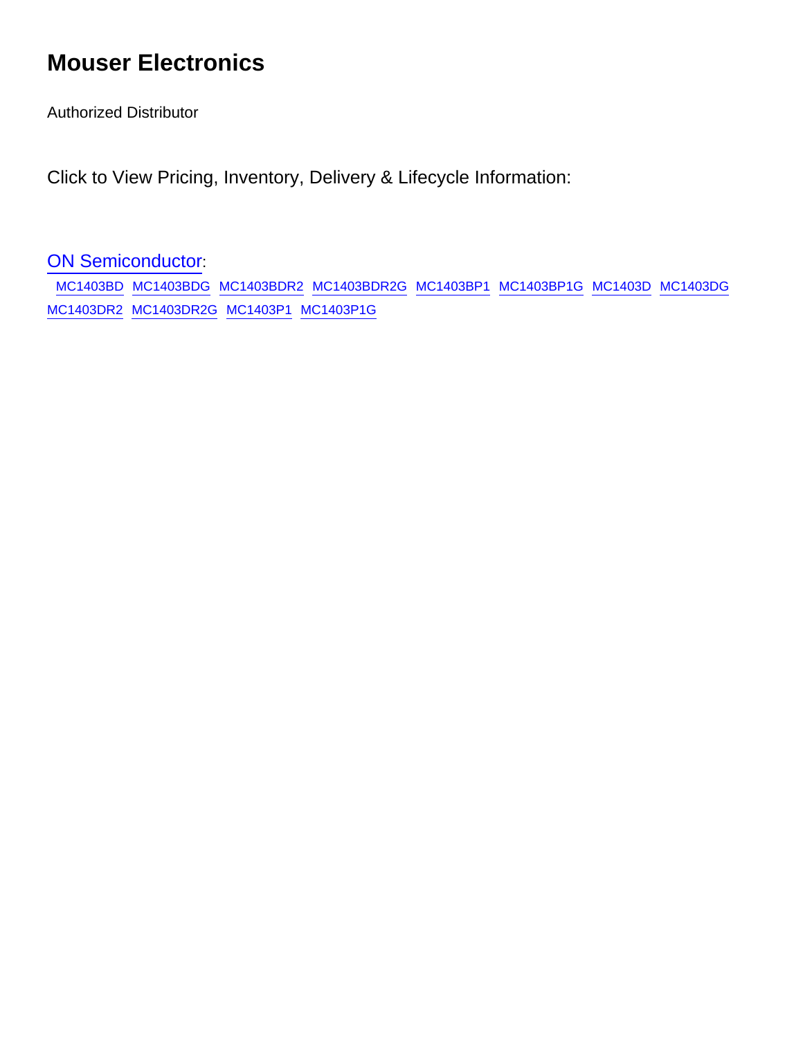# Mouser Electronics

Authorized Distributor

Click to View Pricing, Inventory, Delivery & Lifecycle Information:

ON Semiconductor:

MC1403BD MC1403BDG MC1403BDR2 MC1403BDR2G MC1403BP1 MC1403BP1G MC1403D MC1403DG MC1403DR2 MC1403DR2G MC1403P1 MC1403P1G